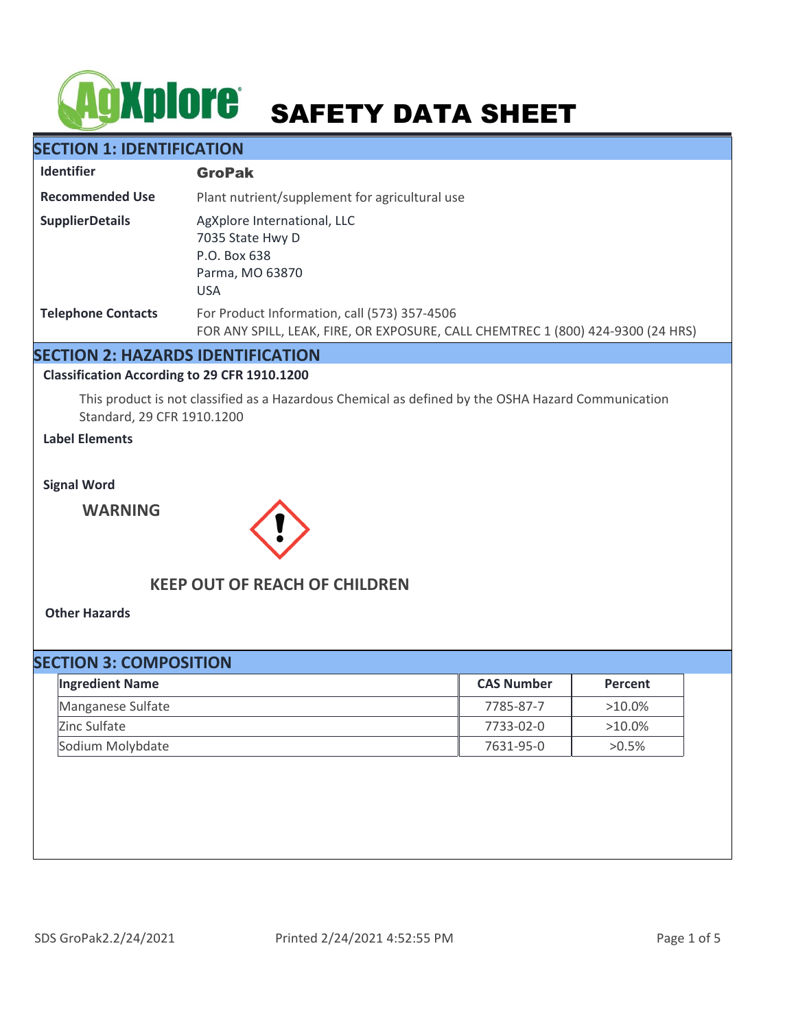# SAFETY DATA SHEET

## SECTION 1: IDENTIFICATION

| | |
|---|---|
| **Identifier** | **GroPak** |
| **Recommended Use** | Plant nutrient/supplement for agricultural use |
| **SupplierDetails** | AgXplore International, LLC<br>7035 State Hwy D<br>P.O. Box 638<br>Parma, MO 63870<br>USA |
| **Telephone Contacts** | For Product Information, call (573) 357-4506<br>FOR ANY SPILL, LEAK, FIRE, OR EXPOSURE, CALL CHEMTREC 1 (800) 424-9300 (24 HRS) |

## SECTION 2: HAZARDS IDENTIFICATION

**Classification According to 29 CFR 1910.1200**

This product is not classified as a Hazardous Chemical as defined by the OSHA Hazard Communication Standard, 29 CFR 1910.1200

**Label Elements**

**Signal Word**

**WARNING**

**KEEP OUT OF REACH OF CHILDREN**

**Other Hazards**

## SECTION 3: COMPOSITION

| Ingredient Name | CAS Number | Percent |
|---|---|---|
| Manganese Sulfate | 7785-87-7 | >10.0% |
| Zinc Sulfate | 7733-02-0 | >10.0% |
| Sodium Molybdate | 7631-95-0 | >0.5% |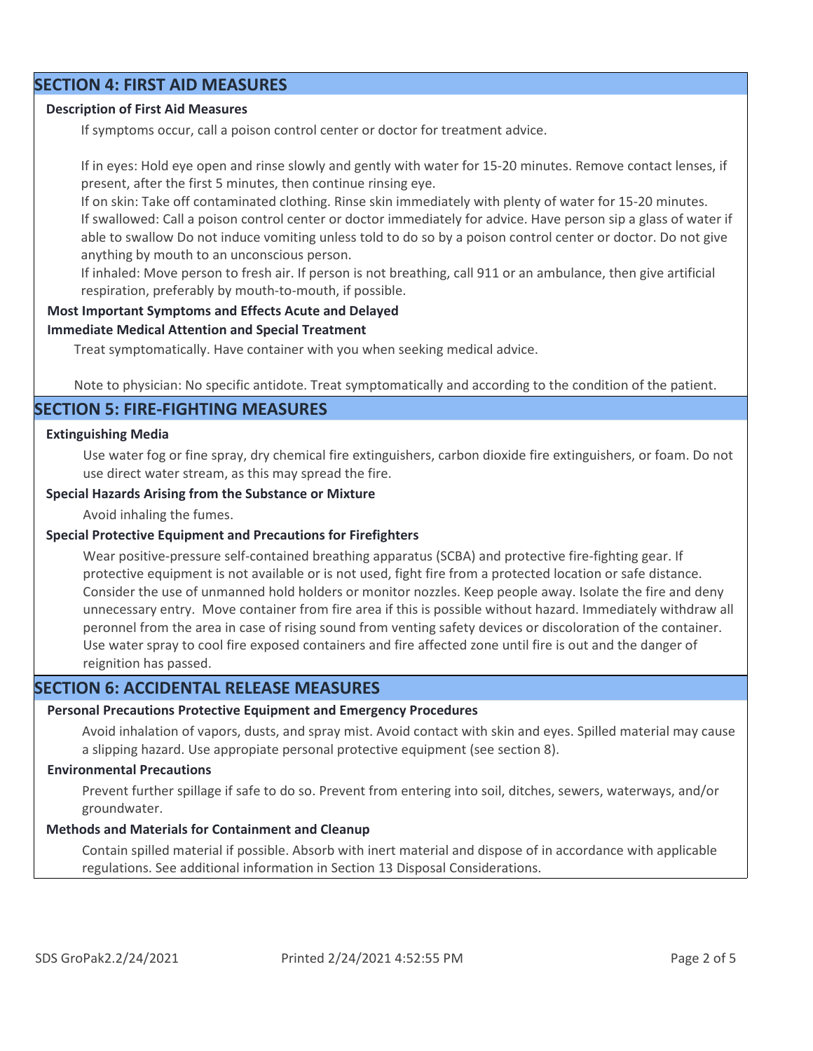## SECTION 4: FIRST AID MEASURES

**Description of First Aid Measures**

If symptoms occur, call a poison control center or doctor for treatment advice.

If in eyes: Hold eye open and rinse slowly and gently with water for 15-20 minutes. Remove contact lenses, if present, after the first 5 minutes, then continue rinsing eye.
If on skin: Take off contaminated clothing. Rinse skin immediately with plenty of water for 15-20 minutes.
If swallowed: Call a poison control center or doctor immediately for advice. Have person sip a glass of water if able to swallow Do not induce vomiting unless told to do so by a poison control center or doctor. Do not give anything by mouth to an unconscious person.
If inhaled: Move person to fresh air. If person is not breathing, call 911 or an ambulance, then give artificial respiration, preferably by mouth-to-mouth, if possible.

**Most Important Symptoms and Effects Acute and Delayed**

**Immediate Medical Attention and Special Treatment**

Treat symptomatically. Have container with you when seeking medical advice.

Note to physician: No specific antidote. Treat symptomatically and according to the condition of the patient.

## SECTION 5: FIRE-FIGHTING MEASURES

**Extinguishing Media**

Use water fog or fine spray, dry chemical fire extinguishers, carbon dioxide fire extinguishers, or foam. Do not use direct water stream, as this may spread the fire.

**Special Hazards Arising from the Substance or Mixture**

Avoid inhaling the fumes.

**Special Protective Equipment and Precautions for Firefighters**

Wear positive-pressure self-contained breathing apparatus (SCBA) and protective fire-fighting gear. If protective equipment is not available or is not used, fight fire from a protected location or safe distance. Consider the use of unmanned hold holders or monitor nozzles. Keep people away. Isolate the fire and deny unnecessary entry. Move container from fire area if this is possible without hazard. Immediately withdraw all peronnel from the area in case of rising sound from venting safety devices or discoloration of the container. Use water spray to cool fire exposed containers and fire affected zone until fire is out and the danger of reignition has passed.

## SECTION 6: ACCIDENTAL RELEASE MEASURES

**Personal Precautions Protective Equipment and Emergency Procedures**

Avoid inhalation of vapors, dusts, and spray mist. Avoid contact with skin and eyes. Spilled material may cause a slipping hazard. Use appropiate personal protective equipment (see section 8).

**Environmental Precautions**

Prevent further spillage if safe to do so. Prevent from entering into soil, ditches, sewers, waterways, and/or groundwater.

**Methods and Materials for Containment and Cleanup**

Contain spilled material if possible. Absorb with inert material and dispose of in accordance with applicable regulations. See additional information in Section 13 Disposal Considerations.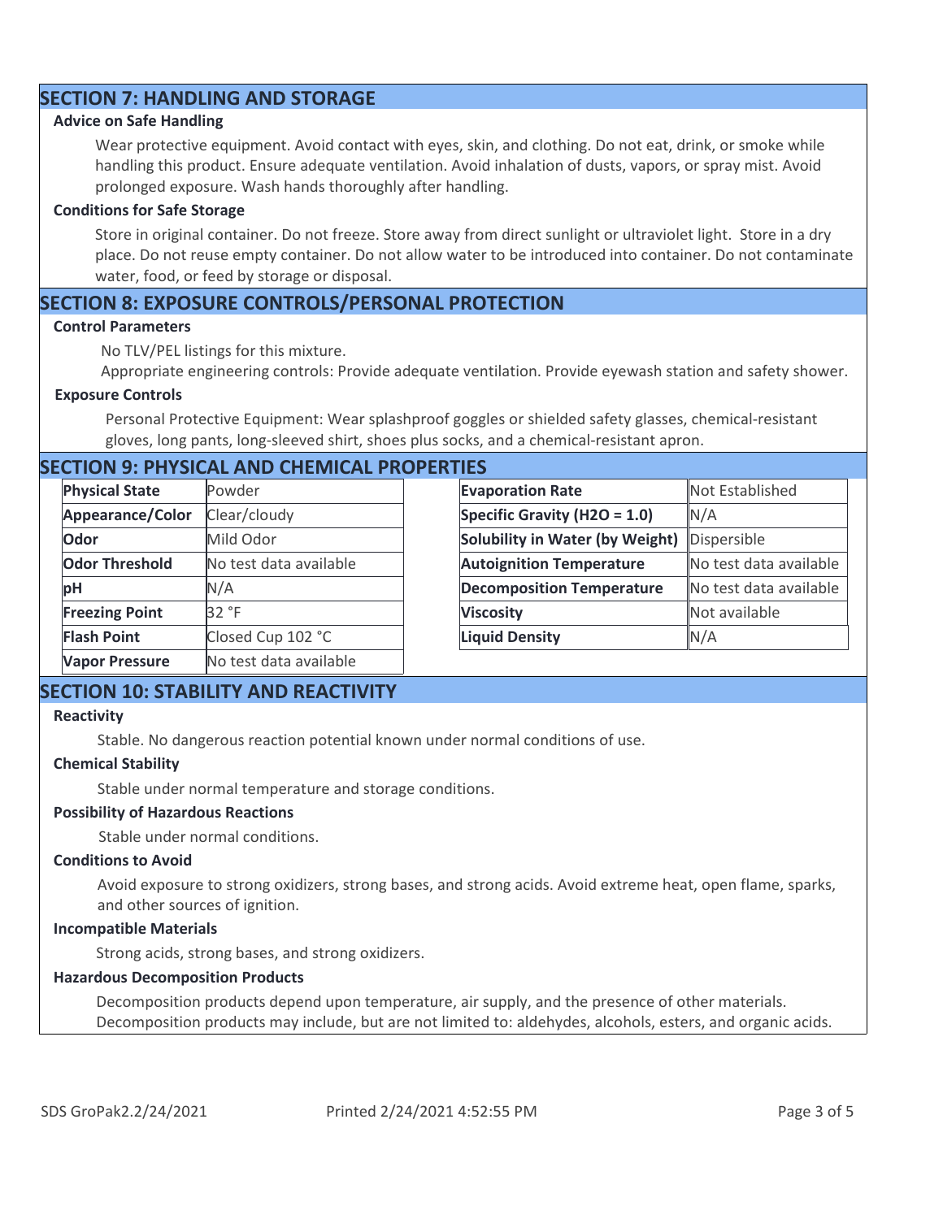## SECTION 7: HANDLING AND STORAGE

### Advice on Safe Handling

Wear protective equipment. Avoid contact with eyes, skin, and clothing. Do not eat, drink, or smoke while handling this product. Ensure adequate ventilation. Avoid inhalation of dusts, vapors, or spray mist. Avoid prolonged exposure. Wash hands thoroughly after handling.

### Conditions for Safe Storage

Store in original container. Do not freeze. Store away from direct sunlight or ultraviolet light. Store in a dry place. Do not reuse empty container. Do not allow water to be introduced into container. Do not contaminate water, food, or feed by storage or disposal.

## SECTION 8: EXPOSURE CONTROLS/PERSONAL PROTECTION

### Control Parameters

No TLV/PEL listings for this mixture.

Appropriate engineering controls: Provide adequate ventilation. Provide eyewash station and safety shower.

### Exposure Controls

Personal Protective Equipment: Wear splashproof goggles or shielded safety glasses, chemical-resistant gloves, long pants, long-sleeved shirt, shoes plus socks, and a chemical-resistant apron.

## SECTION 9: PHYSICAL AND CHEMICAL PROPERTIES

| Property | Value |
|---|---|
| **Physical State** | Powder |
| **Appearance/Color** | Clear/cloudy |
| **Odor** | Mild Odor |
| **Odor Threshold** | No test data available |
| **pH** | N/A |
| **Freezing Point** | 32 °F |
| **Flash Point** | Closed Cup 102 °C |
| **Vapor Pressure** | No test data available |

| Property | Value |
|---|---|
| **Evaporation Rate** | Not Established |
| **Specific Gravity ($H_2O$ = 1.0)** | N/A |
| **Solubility in Water (by Weight)** | Dispersible |
| **Autoignition Temperature** | No test data available |
| **Decomposition Temperature** | No test data available |
| **Viscosity** | Not available |
| **Liquid Density** | N/A |

## SECTION 10: STABILITY AND REACTIVITY

### Reactivity

Stable. No dangerous reaction potential known under normal conditions of use.

### Chemical Stability

Stable under normal temperature and storage conditions.

### Possibility of Hazardous Reactions

Stable under normal conditions.

### Conditions to Avoid

Avoid exposure to strong oxidizers, strong bases, and strong acids. Avoid extreme heat, open flame, sparks, and other sources of ignition.

### Incompatible Materials

Strong acids, strong bases, and strong oxidizers.

### Hazardous Decomposition Products

Decomposition products depend upon temperature, air supply, and the presence of other materials. Decomposition products may include, but are not limited to: aldehydes, alcohols, esters, and organic acids.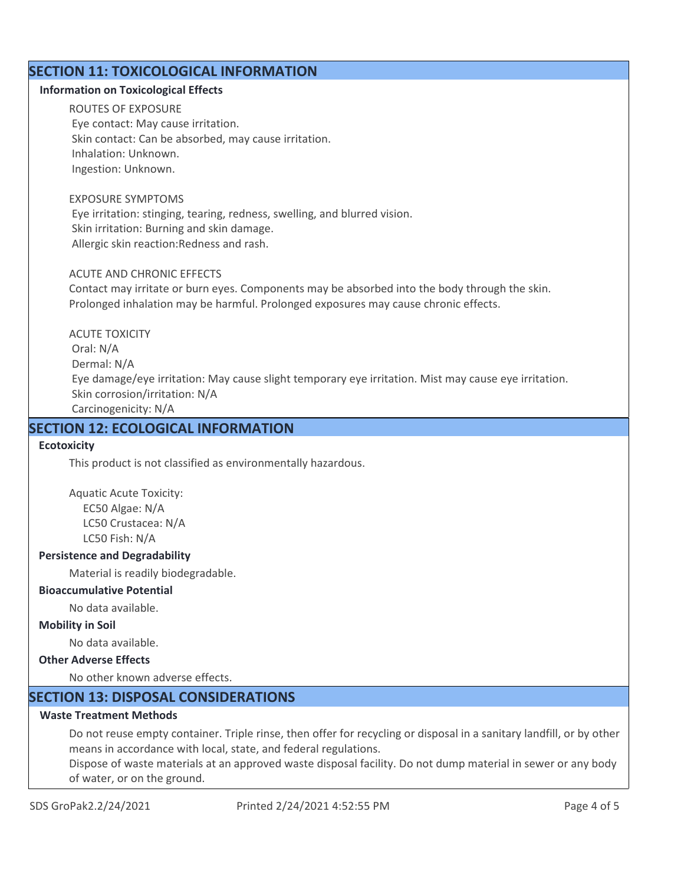## SECTION 11: TOXICOLOGICAL INFORMATION

### Information on Toxicological Effects

ROUTES OF EXPOSURE
Eye contact: May cause irritation.
Skin contact: Can be absorbed, may cause irritation.
Inhalation: Unknown.
Ingestion: Unknown.

EXPOSURE SYMPTOMS
Eye irritation: stinging, tearing, redness, swelling, and blurred vision.
Skin irritation: Burning and skin damage.
Allergic skin reaction:Redness and rash.

ACUTE AND CHRONIC EFFECTS
Contact may irritate or burn eyes. Components may be absorbed into the body through the skin.
Prolonged inhalation may be harmful. Prolonged exposures may cause chronic effects.

ACUTE TOXICITY
Oral: N/A
Dermal: N/A
Eye damage/eye irritation: May cause slight temporary eye irritation. Mist may cause eye irritation.
Skin corrosion/irritation: N/A
Carcinogenicity: N/A

## SECTION 12: ECOLOGICAL INFORMATION

### Ecotoxicity

This product is not classified as environmentally hazardous.

Aquatic Acute Toxicity:
EC50 Algae: N/A
LC50 Crustacea: N/A
LC50 Fish: N/A

### Persistence and Degradability

Material is readily biodegradable.

### Bioaccumulative Potential

No data available.

### Mobility in Soil

No data available.

### Other Adverse Effects

No other known adverse effects.

## SECTION 13: DISPOSAL CONSIDERATIONS

### Waste Treatment Methods

Do not reuse empty container. Triple rinse, then offer for recycling or disposal in a sanitary landfill, or by other means in accordance with local, state, and federal regulations.
Dispose of waste materials at an approved waste disposal facility. Do not dump material in sewer or any body of water, or on the ground.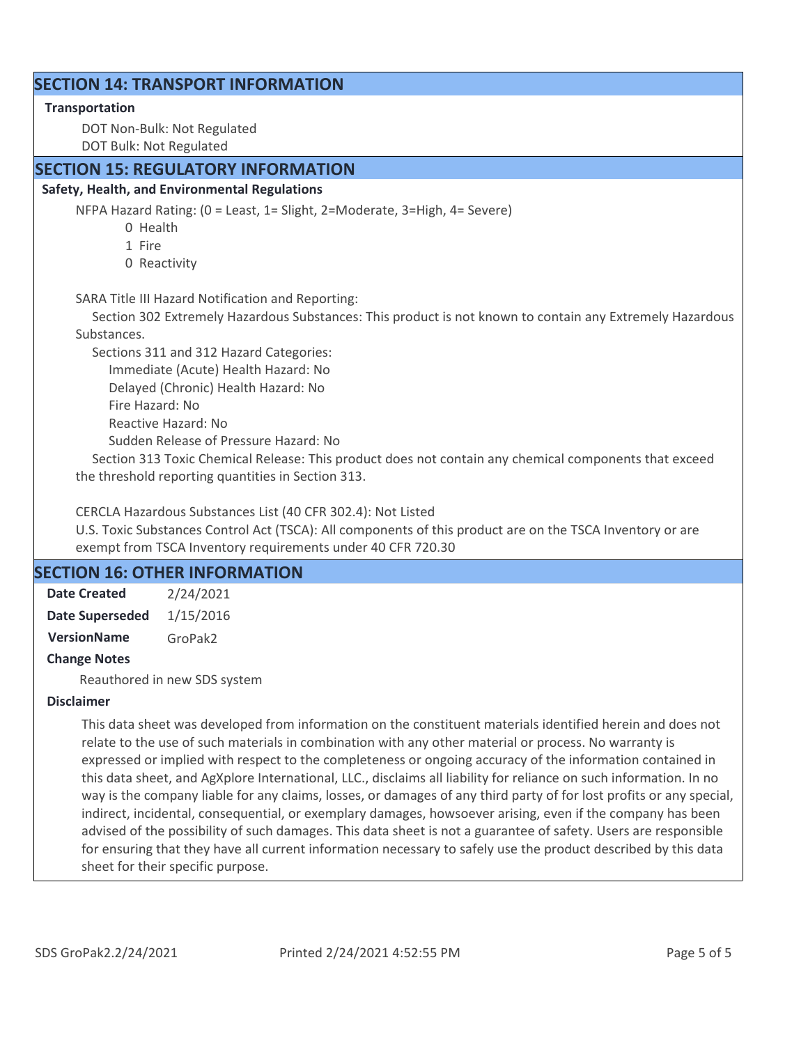## SECTION 14: TRANSPORT INFORMATION

**Transportation**

DOT Non-Bulk: Not Regulated
DOT Bulk: Not Regulated

## SECTION 15: REGULATORY INFORMATION

**Safety, Health, and Environmental Regulations**

NFPA Hazard Rating: (0 = Least, 1= Slight, 2=Moderate, 3=High, 4= Severe)

0 Health
1 Fire
0 Reactivity

SARA Title III Hazard Notification and Reporting:

Section 302 Extremely Hazardous Substances: This product is not known to contain any Extremely Hazardous Substances.

Sections 311 and 312 Hazard Categories:

Immediate (Acute) Health Hazard: No
Delayed (Chronic) Health Hazard: No
Fire Hazard: No
Reactive Hazard: No
Sudden Release of Pressure Hazard: No

Section 313 Toxic Chemical Release: This product does not contain any chemical components that exceed the threshold reporting quantities in Section 313.

CERCLA Hazardous Substances List (40 CFR 302.4): Not Listed
U.S. Toxic Substances Control Act (TSCA): All components of this product are on the TSCA Inventory or are exempt from TSCA Inventory requirements under 40 CFR 720.30

## SECTION 16: OTHER INFORMATION

| | |
|---|---|
| **Date Created** | 2/24/2021 |
| **Date Superseded** | 1/15/2016 |
| **VersionName** | GroPak2 |

**Change Notes**

Reauthored in new SDS system

**Disclaimer**

This data sheet was developed from information on the constituent materials identified herein and does not relate to the use of such materials in combination with any other material or process. No warranty is expressed or implied with respect to the completeness or ongoing accuracy of the information contained in this data sheet, and AgXplore International, LLC., disclaims all liability for reliance on such information. In no way is the company liable for any claims, losses, or damages of any third party of for lost profits or any special, indirect, incidental, consequential, or exemplary damages, howsoever arising, even if the company has been advised of the possibility of such damages. This data sheet is not a guarantee of safety. Users are responsible for ensuring that they have all current information necessary to safely use the product described by this data sheet for their specific purpose.